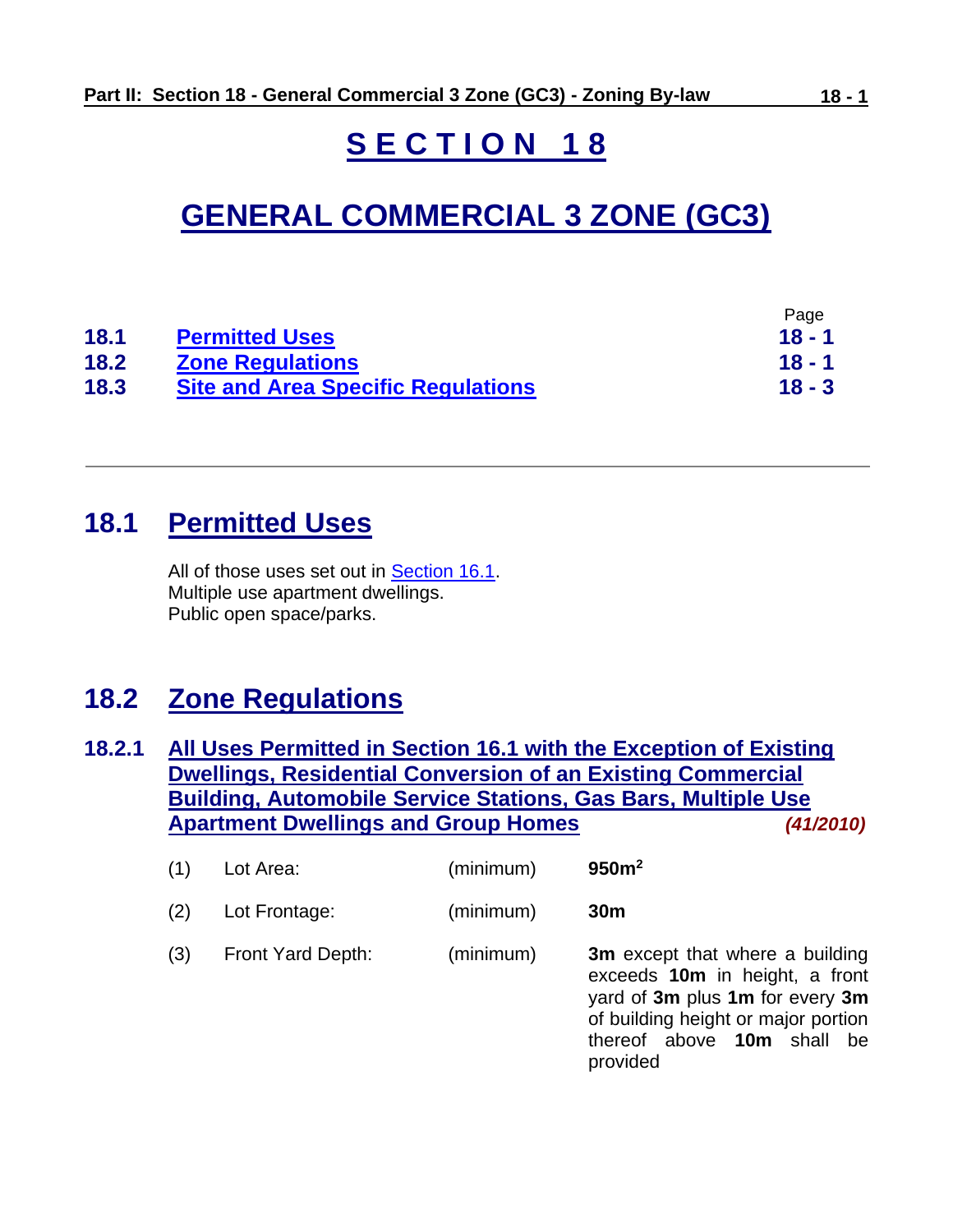# SECTION 18

# GENERAL COMMERCIAL 3 ZONE (GC3)

| | | Page |
|---|---|---|
| **18.1** | **Permitted Uses** | **18 - 1** |
| **18.2** | **Zone Regulations** | **18 - 1** |
| **18.3** | **Site and Area Specific Regulations** | **18 - 3** |

---

## 18.1 Permitted Uses

All of those uses set out in Section 16.1.
Multiple use apartment dwellings.
Public open space/parks.

## 18.2 Zone Regulations

### 18.2.1 All Uses Permitted in Section 16.1 with the Exception of Existing Dwellings, Residential Conversion of an Existing Commercial Building, Automobile Service Stations, Gas Bars, Multiple Use Apartment Dwellings and Group Homes *(41/2010)*

| | | | |
|---|---|---|---|
| (1) | Lot Area: | (minimum) | **950m²** |
| (2) | Lot Frontage: | (minimum) | **30m** |
| (3) | Front Yard Depth: | (minimum) | **3m** except that where a building exceeds **10m** in height, a front yard of **3m** plus **1m** for every **3m** of building height or major portion thereof above **10m** shall be provided |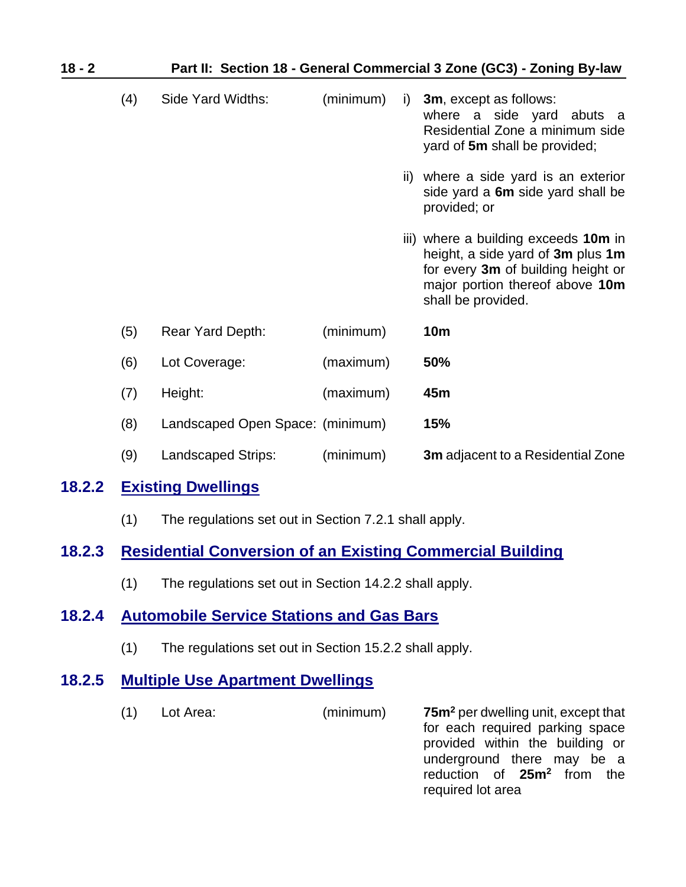| | | | |
|---|---|---|---|
| (4) | Side Yard Widths: | (minimum) | i) **3m**, except as follows: where a side yard abuts a Residential Zone a minimum side yard of **5m** shall be provided;<br><br>ii) where a side yard is an exterior side yard a **6m** side yard shall be provided; or<br><br>iii) where a building exceeds **10m** in height, a side yard of **3m** plus **1m** for every **3m** of building height or major portion thereof above **10m** shall be provided. |
| (5) | Rear Yard Depth: | (minimum) | **10m** |
| (6) | Lot Coverage: | (maximum) | **50%** |
| (7) | Height: | (maximum) | **45m** |
| (8) | Landscaped Open Space: | (minimum) | **15%** |
| (9) | Landscaped Strips: | (minimum) | **3m** adjacent to a Residential Zone |

## 18.2.2 Existing Dwellings

(1) The regulations set out in Section 7.2.1 shall apply.

## 18.2.3 Residential Conversion of an Existing Commercial Building

(1) The regulations set out in Section 14.2.2 shall apply.

## 18.2.4 Automobile Service Stations and Gas Bars

(1) The regulations set out in Section 15.2.2 shall apply.

## 18.2.5 Multiple Use Apartment Dwellings

| | | | |
|---|---|---|---|
| (1) | Lot Area: | (minimum) | **75m$^2$** per dwelling unit, except that for each required parking space provided within the building or underground there may be a reduction of **25m$^2$** from the required lot area |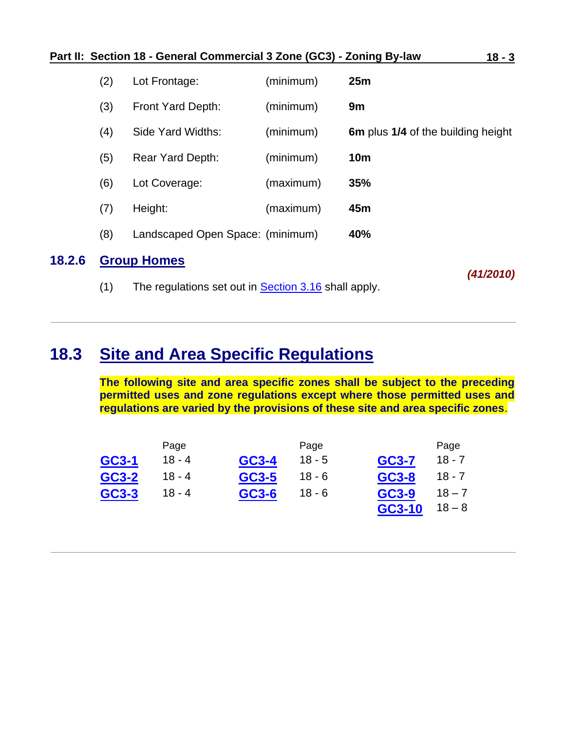| | | | |
|---|---|---|---|
| (2) | Lot Frontage: | (minimum) | **25m** |
| (3) | Front Yard Depth: | (minimum) | **9m** |
| (4) | Side Yard Widths: | (minimum) | **6m** plus **1/4** of the building height |
| (5) | Rear Yard Depth: | (minimum) | **10m** |
| (6) | Lot Coverage: | (maximum) | **35%** |
| (7) | Height: | (maximum) | **45m** |
| (8) | Landscaped Open Space: | (minimum) | **40%** |

### 18.2.6 Group Homes

***(41/2010)***

(1) The regulations set out in Section 3.16 shall apply.

---

## 18.3 Site and Area Specific Regulations

**The following site and area specific zones shall be subject to the preceding permitted uses and zone regulations except where those permitted uses and regulations are varied by the provisions of these site and area specific zones**.

| | Page | | Page | | Page |
|---|---|---|---|---|---|
| **GC3-1** | 18 - 4 | **GC3-4** | 18 - 5 | **GC3-7** | 18 - 7 |
| **GC3-2** | 18 - 4 | **GC3-5** | 18 - 6 | **GC3-8** | 18 - 7 |
| **GC3-3** | 18 - 4 | **GC3-6** | 18 - 6 | **GC3-9** | 18 – 7 |
| | | | | **GC3-10** | 18 – 8 |

---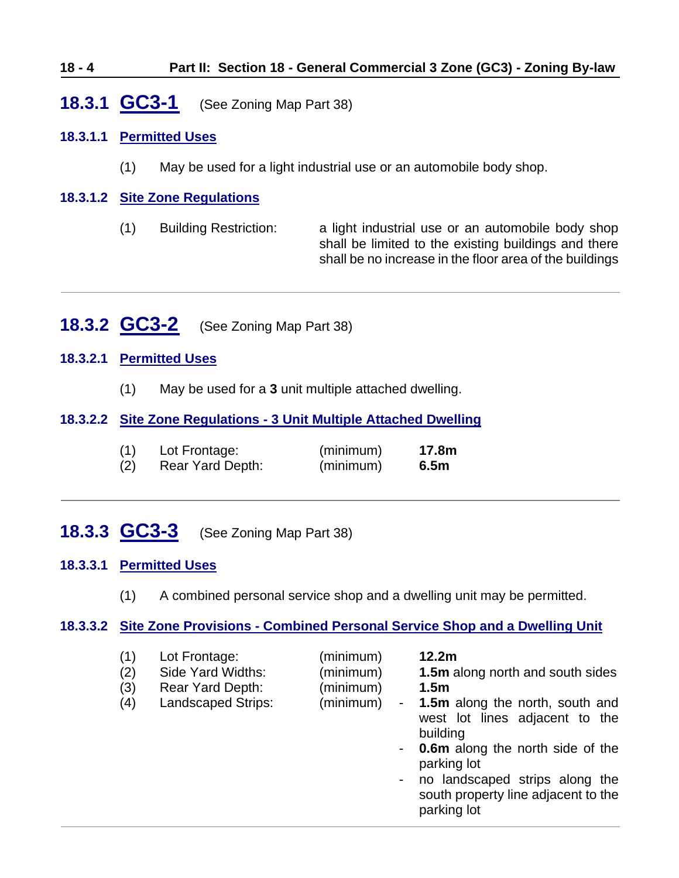## 18.3.1 GC3-1 (See Zoning Map Part 38)

### 18.3.1.1 Permitted Uses

(1) May be used for a light industrial use or an automobile body shop.

### 18.3.1.2 Site Zone Regulations

| | | |
|---|---|---|
| (1) | Building Restriction: | a light industrial use or an automobile body shop shall be limited to the existing buildings and there shall be no increase in the floor area of the buildings |

---

## 18.3.2 GC3-2 (See Zoning Map Part 38)

### 18.3.2.1 Permitted Uses

(1) May be used for a **3** unit multiple attached dwelling.

### 18.3.2.2 Site Zone Regulations - 3 Unit Multiple Attached Dwelling

| | | | |
|---|---|---|---|
| (1) | Lot Frontage: | (minimum) | **17.8m** |
| (2) | Rear Yard Depth: | (minimum) | **6.5m** |

---

## 18.3.3 GC3-3 (See Zoning Map Part 38)

### 18.3.3.1 Permitted Uses

(1) A combined personal service shop and a dwelling unit may be permitted.

### 18.3.3.2 Site Zone Provisions - Combined Personal Service Shop and a Dwelling Unit

| | | | |
|---|---|---|---|
| (1) | Lot Frontage: | (minimum) | **12.2m** |
| (2) | Side Yard Widths: | (minimum) | **1.5m** along north and south sides |
| (3) | Rear Yard Depth: | (minimum) | **1.5m** |
| (4) | Landscaped Strips: | (minimum) | - **1.5m** along the north, south and west lot lines adjacent to the building<br>- **0.6m** along the north side of the parking lot<br>- no landscaped strips along the south property line adjacent to the parking lot |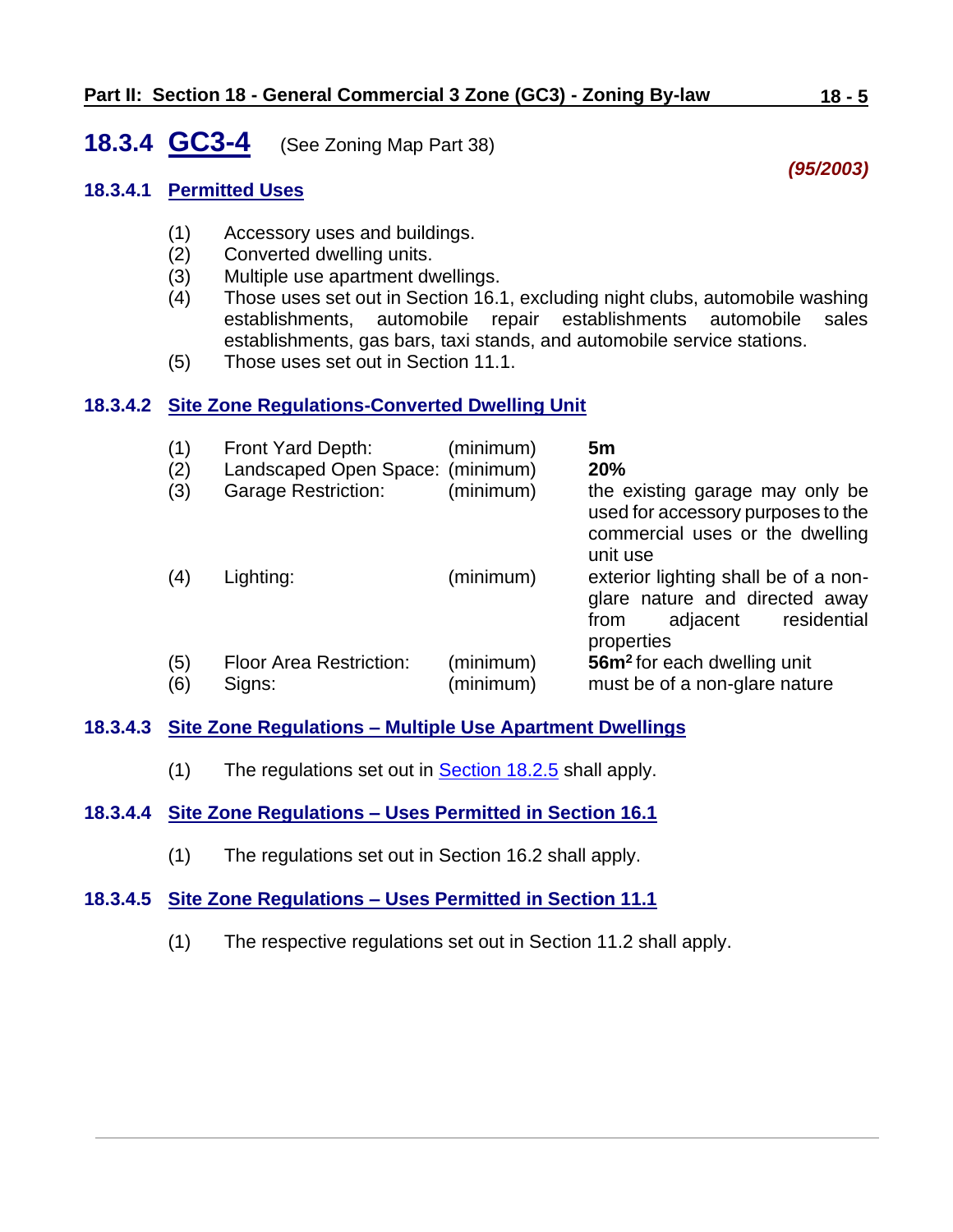## 18.3.4 GC3-4 (See Zoning Map Part 38)

***(95/2003)***

### 18.3.4.1 Permitted Uses

(1) Accessory uses and buildings.
(2) Converted dwelling units.
(3) Multiple use apartment dwellings.
(4) Those uses set out in Section 16.1, excluding night clubs, automobile washing establishments, automobile repair establishments automobile sales establishments, gas bars, taxi stands, and automobile service stations.
(5) Those uses set out in Section 11.1.

### 18.3.4.2 Site Zone Regulations-Converted Dwelling Unit

| | | | |
|---|---|---|---|
| (1) | Front Yard Depth: | (minimum) | **5m** |
| (2) | Landscaped Open Space: | (minimum) | **20%** |
| (3) | Garage Restriction: | (minimum) | the existing garage may only be used for accessory purposes to the commercial uses or the dwelling unit use |
| (4) | Lighting: | (minimum) | exterior lighting shall be of a non-glare nature and directed away from adjacent residential properties |
| (5) | Floor Area Restriction: | (minimum) | **$56m^2$** for each dwelling unit |
| (6) | Signs: | (minimum) | must be of a non-glare nature |

### 18.3.4.3 Site Zone Regulations – Multiple Use Apartment Dwellings

(1) The regulations set out in Section 18.2.5 shall apply.

### 18.3.4.4 Site Zone Regulations – Uses Permitted in Section 16.1

(1) The regulations set out in Section 16.2 shall apply.

### 18.3.4.5 Site Zone Regulations – Uses Permitted in Section 11.1

(1) The respective regulations set out in Section 11.2 shall apply.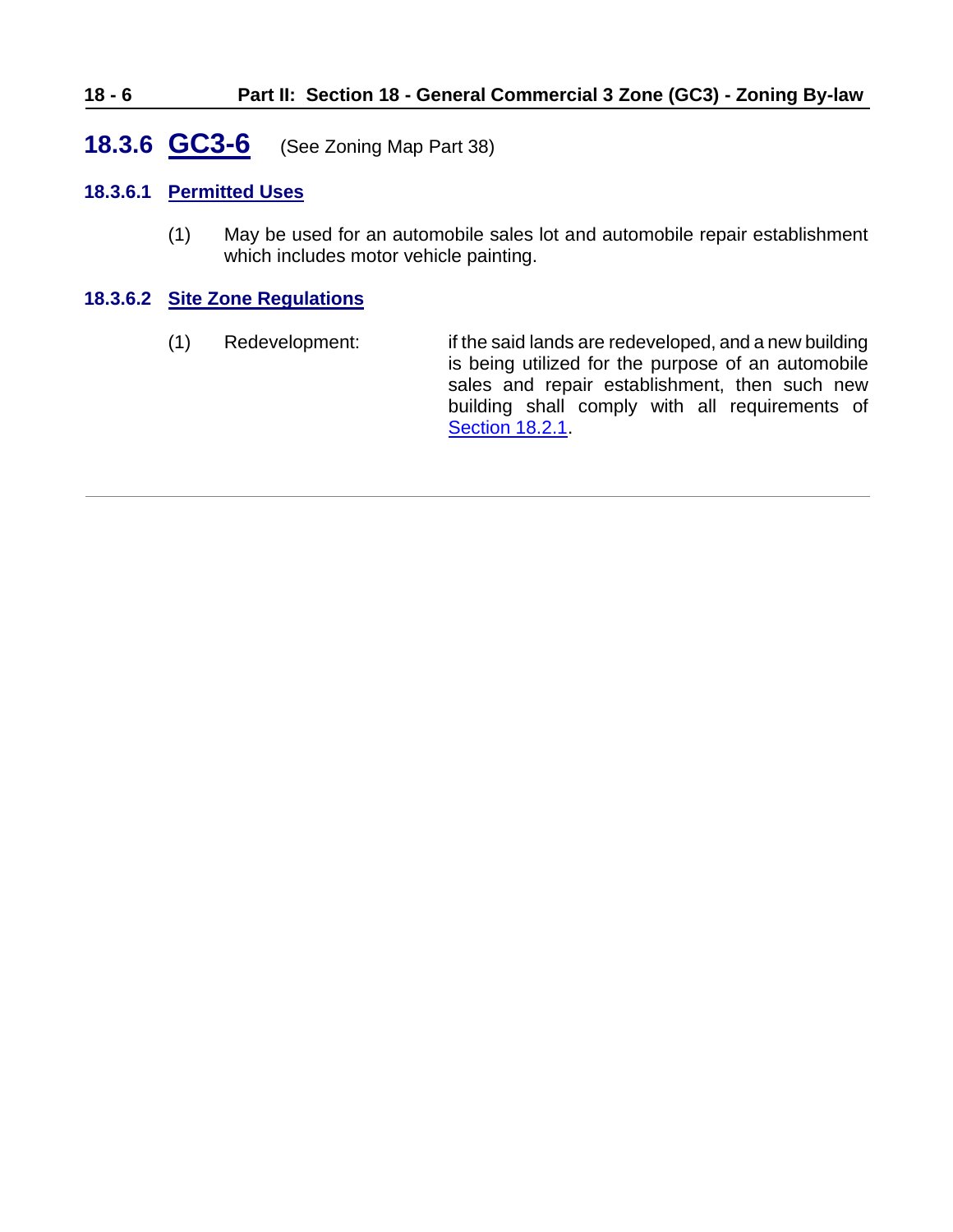## 18.3.6 GC3-6 (See Zoning Map Part 38)

### 18.3.6.1 Permitted Uses

(1) May be used for an automobile sales lot and automobile repair establishment which includes motor vehicle painting.

### 18.3.6.2 Site Zone Regulations

(1) Redevelopment: if the said lands are redeveloped, and a new building is being utilized for the purpose of an automobile sales and repair establishment, then such new building shall comply with all requirements of Section 18.2.1.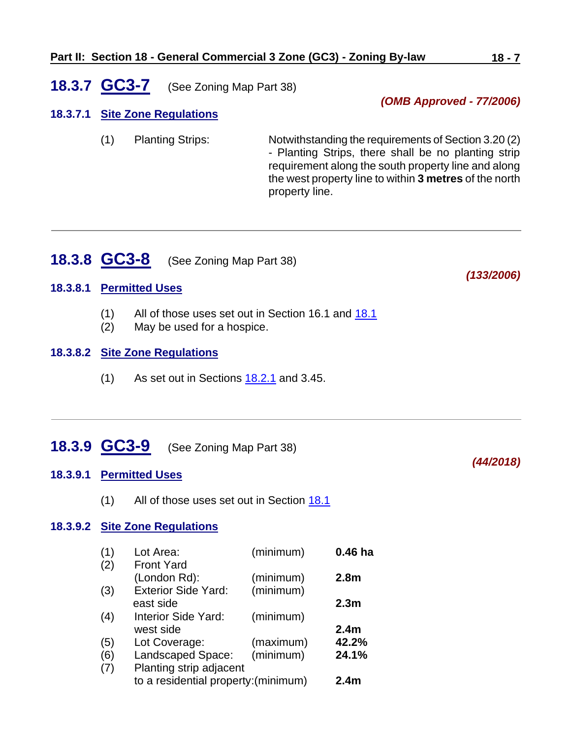## 18.3.7 GC3-7 (See Zoning Map Part 38)

*(OMB Approved - 77/2006)*

### 18.3.7.1 Site Zone Regulations

(1) Planting Strips: Notwithstanding the requirements of Section 3.20 (2) - Planting Strips, there shall be no planting strip requirement along the south property line and along the west property line to within **3 metres** of the north property line.

---

## 18.3.8 GC3-8 (See Zoning Map Part 38)

*(133/2006)*

### 18.3.8.1 Permitted Uses

(1) All of those uses set out in Section 16.1 and 18.1
(2) May be used for a hospice.

### 18.3.8.2 Site Zone Regulations

(1) As set out in Sections 18.2.1 and 3.45.

---

## 18.3.9 GC3-9 (See Zoning Map Part 38)

*(44/2018)*

### 18.3.9.1 Permitted Uses

(1) All of those uses set out in Section 18.1

### 18.3.9.2 Site Zone Regulations

| | | | |
|---|---|---|---|
| (1) | Lot Area: | (minimum) | **0.46 ha** |
| (2) | Front Yard (London Rd): | (minimum) | **2.8m** |
| (3) | Exterior Side Yard: east side | (minimum) | **2.3m** |
| (4) | Interior Side Yard: west side | (minimum) | **2.4m** |
| (5) | Lot Coverage: | (maximum) | **42.2%** |
| (6) | Landscaped Space: | (minimum) | **24.1%** |
| (7) | Planting strip adjacent to a residential property: | (minimum) | **2.4m** |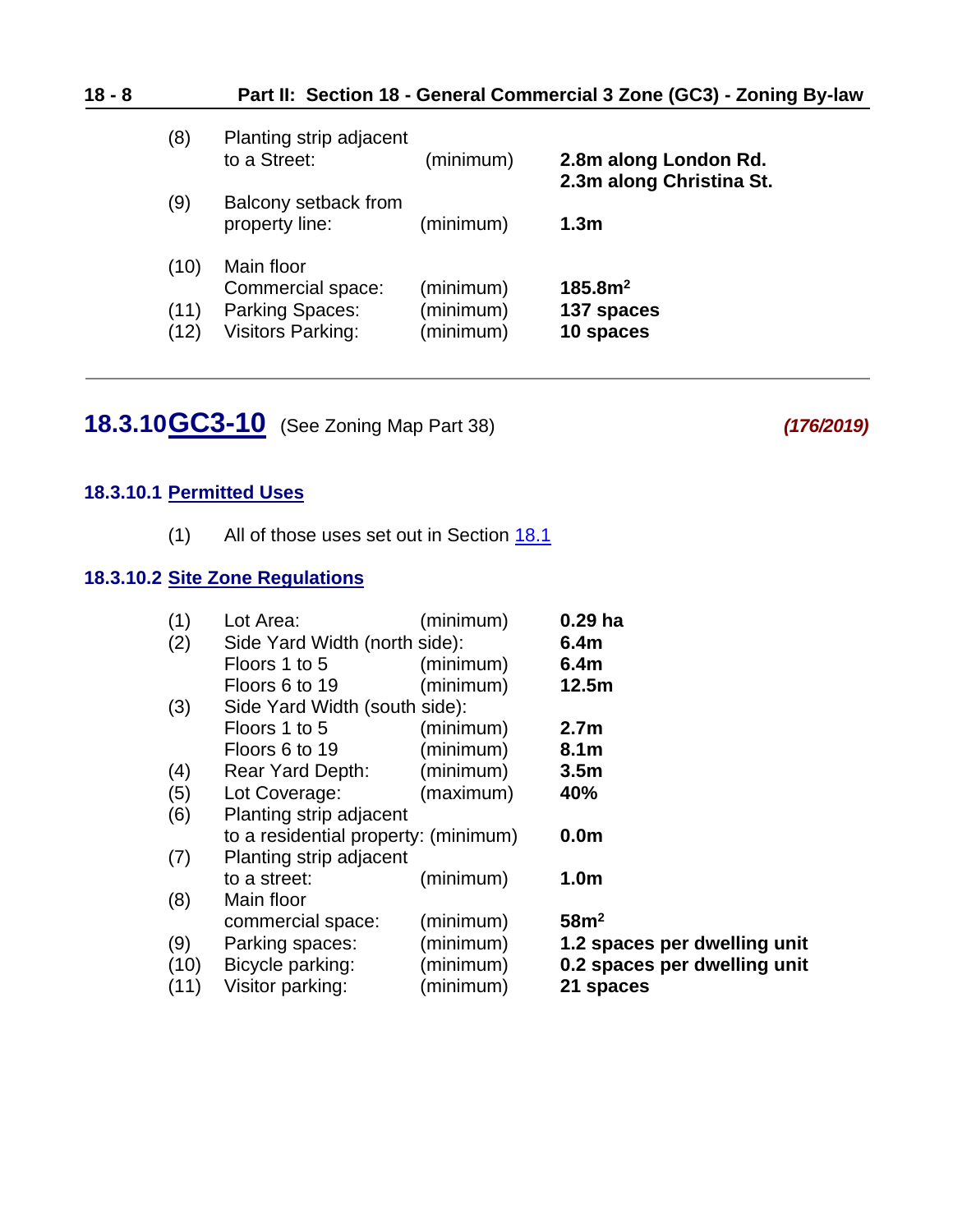| | | | |
|---|---|---|---|
| (8) | Planting strip adjacent to a Street: | (minimum) | **2.8m along London Rd.** **2.3m along Christina St.** |
| (9) | Balcony setback from property line: | (minimum) | **1.3m** |
| (10) | Main floor Commercial space: | (minimum) | **185.8m$^2$** |
| (11) | Parking Spaces: | (minimum) | **137 spaces** |
| (12) | Visitors Parking: | (minimum) | **10 spaces** |

---

## 18.3.10 GC3-10 (See Zoning Map Part 38) *(176/2019)*

### 18.3.10.1 Permitted Uses

(1) All of those uses set out in Section 18.1

### 18.3.10.2 Site Zone Regulations

| | | | |
|---|---|---|---|
| (1) | Lot Area: | (minimum) | **0.29 ha** |
| (2) | Side Yard Width (north side): | | **6.4m** |
| | Floors 1 to 5 | (minimum) | **6.4m** |
| | Floors 6 to 19 | (minimum) | **12.5m** |
| (3) | Side Yard Width (south side): | | |
| | Floors 1 to 5 | (minimum) | **2.7m** |
| | Floors 6 to 19 | (minimum) | **8.1m** |
| (4) | Rear Yard Depth: | (minimum) | **3.5m** |
| (5) | Lot Coverage: | (maximum) | **40%** |
| (6) | Planting strip adjacent to a residential property: | (minimum) | **0.0m** |
| (7) | Planting strip adjacent to a street: | (minimum) | **1.0m** |
| (8) | Main floor commercial space: | (minimum) | **58m$^2$** |
| (9) | Parking spaces: | (minimum) | **1.2 spaces per dwelling unit** |
| (10) | Bicycle parking: | (minimum) | **0.2 spaces per dwelling unit** |
| (11) | Visitor parking: | (minimum) | **21 spaces** |